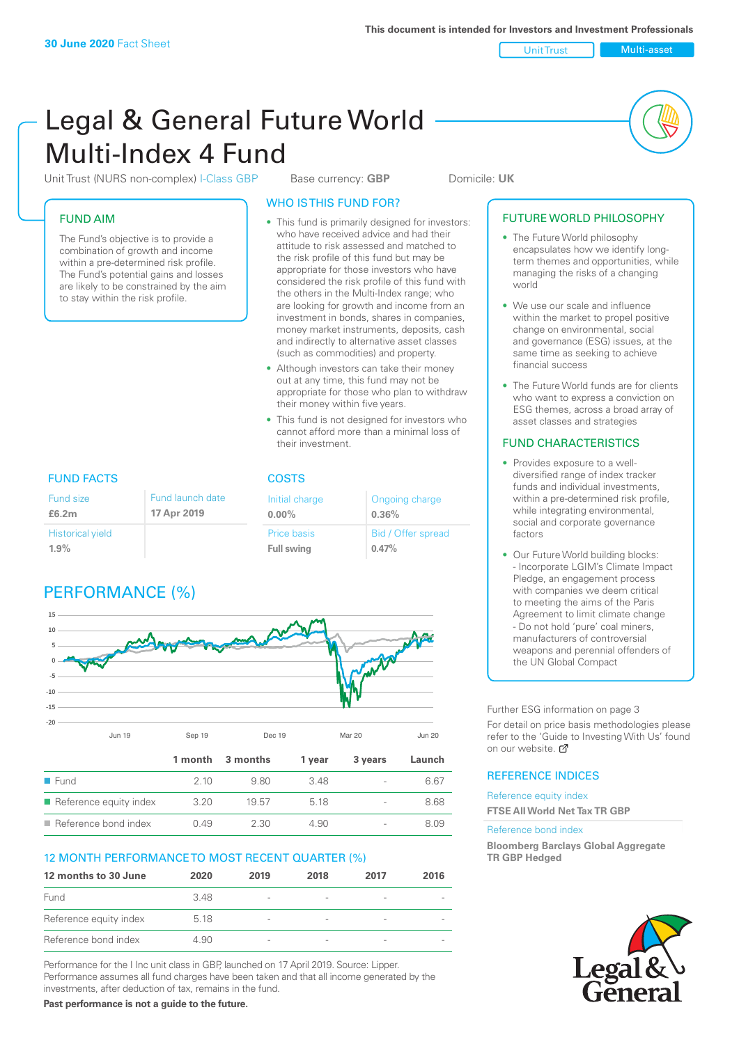This document is intended for Investors and Investment Professionals

**30 June 2020** Fact Sheet

Unit Trust | Multi-asset

# Legal & General Future World Multi-Index 4 Fund

Unit Trust (NURS non-complex) I-Class GBP    Base currency: **GBP**    Domicile: **UK**

## FUND AIM

The Fund's objective is to provide a combination of growth and income within a pre-determined risk profile. The Fund's potential gains and losses are likely to be constrained by the aim to stay within the risk profile.

## WHO IS THIS FUND FOR?

- This fund is primarily designed for investors: who have received advice and had their attitude to risk assessed and matched to the risk profile of this fund but may be appropriate for those investors who have considered the risk profile of this fund with the others in the Multi-Index range; who are looking for growth and income from an investment in bonds, shares in companies, money market instruments, deposits, cash and indirectly to alternative asset classes (such as commodities) and property.
- Although investors can take their money out at any time, this fund may not be appropriate for those who plan to withdraw their money within five years.
- This fund is not designed for investors who cannot afford more than a minimal loss of their investment.

## FUND FACTS

| Fund size | Fund launch date |
|---|---|
| **£6.2m** | **17 Apr 2019** |
| Historical yield | |
| **1.9%** | |

## COSTS

| Initial charge | Ongoing charge |
|---|---|
| **0.00%** | **0.36%** |
| Price basis | Bid / Offer spread |
| **Full swing** | **0.47%** |

## PERFORMANCE (%)

| | 1 month | 3 months | 1 year | 3 years | Launch |
|---|---|---|---|---|---|
| Fund | 2.10 | 9.80 | 3.48 | - | 6.67 |
| Reference equity index | 3.20 | 19.57 | 5.18 | - | 8.68 |
| Reference bond index | 0.49 | 2.30 | 4.90 | - | 8.09 |

## 12 MONTH PERFORMANCE TO MOST RECENT QUARTER (%)

| 12 months to 30 June | 2020 | 2019 | 2018 | 2017 | 2016 |
|---|---|---|---|---|---|
| Fund | 3.48 | - | - | - | - |
| Reference equity index | 5.18 | - | - | - | - |
| Reference bond index | 4.90 | - | - | - | - |

Performance for the I Inc unit class in GBP, launched on 17 April 2019. Source: Lipper. Performance assumes all fund charges have been taken and that all income generated by the investments, after deduction of tax, remains in the fund.

**Past performance is not a guide to the future.**

## FUTURE WORLD PHILOSOPHY

- The Future World philosophy encapsulates how we identify long-term themes and opportunities, while managing the risks of a changing world
- We use our scale and influence within the market to propel positive change on environmental, social and governance (ESG) issues, at the same time as seeking to achieve financial success
- The Future World funds are for clients who want to express a conviction on ESG themes, across a broad array of asset classes and strategies

## FUND CHARACTERISTICS

- Provides exposure to a well-diversified range of index tracker funds and individual investments, within a pre-determined risk profile, while integrating environmental, social and corporate governance factors
- Our Future World building blocks:
  - Incorporate LGIM's Climate Impact Pledge, an engagement process with companies we deem critical to meeting the aims of the Paris Agreement to limit climate change
  - Do not hold 'pure' coal miners, manufacturers of controversial weapons and perennial offenders of the UN Global Compact

Further ESG information on page 3

For detail on price basis methodologies please refer to the 'Guide to Investing With Us' found on our website.

## REFERENCE INDICES

Reference equity index
**FTSE All World Net Tax TR GBP**

Reference bond index
**Bloomberg Barclays Global Aggregate TR GBP Hedged**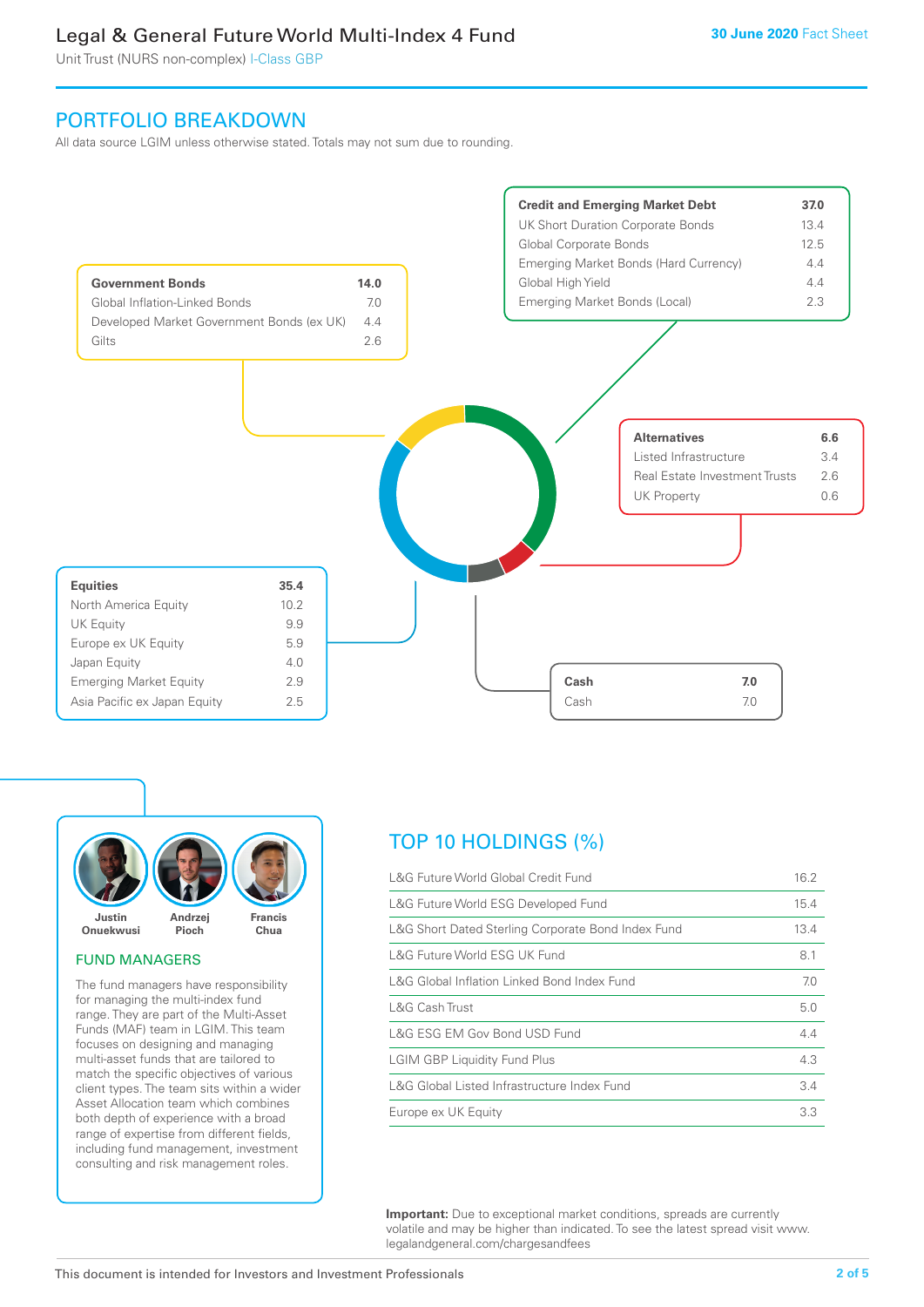# Legal & General Future World Multi-Index 4 Fund

Unit Trust (NURS non-complex) I-Class GBP

## PORTFOLIO BREAKDOWN

All data source LGIM unless otherwise stated. Totals may not sum due to rounding.

| Government Bonds | 14.0 |
|---|---|
| Global Inflation-Linked Bonds | 7.0 |
| Developed Market Government Bonds (ex UK) | 4.4 |
| Gilts | 2.6 |

| Credit and Emerging Market Debt | 37.0 |
|---|---|
| UK Short Duration Corporate Bonds | 13.4 |
| Global Corporate Bonds | 12.5 |
| Emerging Market Bonds (Hard Currency) | 4.4 |
| Global High Yield | 4.4 |
| Emerging Market Bonds (Local) | 2.3 |

| Alternatives | 6.6 |
|---|---|
| Listed Infrastructure | 3.4 |
| Real Estate Investment Trusts | 2.6 |
| UK Property | 0.6 |

| Equities | 35.4 |
|---|---|
| North America Equity | 10.2 |
| UK Equity | 9.9 |
| Europe ex UK Equity | 5.9 |
| Japan Equity | 4.0 |
| Emerging Market Equity | 2.9 |
| Asia Pacific ex Japan Equity | 2.5 |

| Cash | 7.0 |
|---|---|
| Cash | 7.0 |

Justin Onuekwusi, Andrzej Pioch, Francis Chua

### FUND MANAGERS

The fund managers have responsibility for managing the multi-index fund range. They are part of the Multi-Asset Funds (MAF) team in LGIM. This team focuses on designing and managing multi-asset funds that are tailored to match the specific objectives of various client types. The team sits within a wider Asset Allocation team which combines both depth of experience with a broad range of expertise from different fields, including fund management, investment consulting and risk management roles.

## TOP 10 HOLDINGS (%)

| Holding | % |
|---|---|
| L&G Future World Global Credit Fund | 16.2 |
| L&G Future World ESG Developed Fund | 15.4 |
| L&G Short Dated Sterling Corporate Bond Index Fund | 13.4 |
| L&G Future World ESG UK Fund | 8.1 |
| L&G Global Inflation Linked Bond Index Fund | 7.0 |
| L&G Cash Trust | 5.0 |
| L&G ESG EM Gov Bond USD Fund | 4.4 |
| LGIM GBP Liquidity Fund Plus | 4.3 |
| L&G Global Listed Infrastructure Index Fund | 3.4 |
| Europe ex UK Equity | 3.3 |

**Important:** Due to exceptional market conditions, spreads are currently volatile and may be higher than indicated. To see the latest spread visit www.legalandgeneral.com/chargesandfees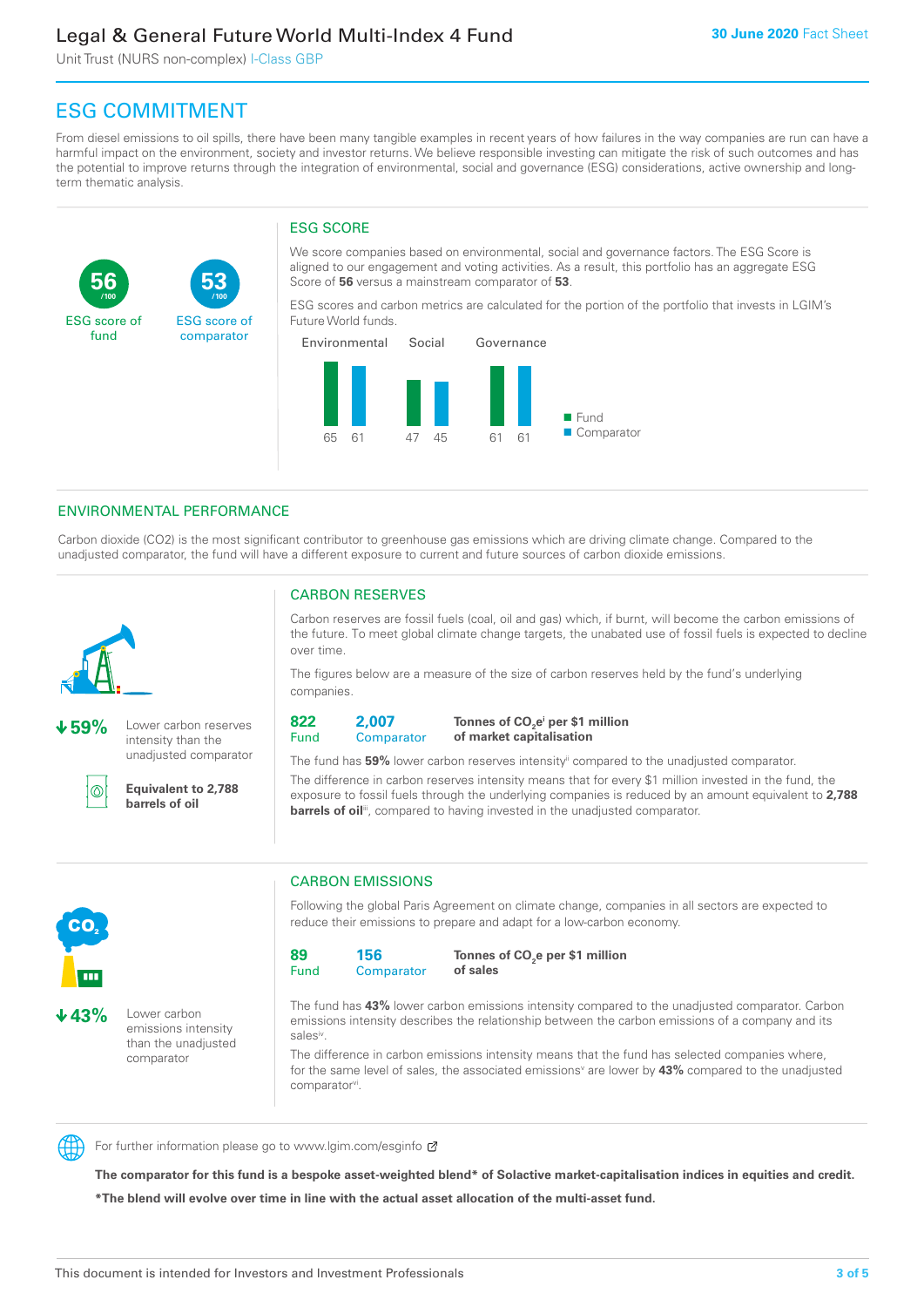## ESG COMMITMENT

From diesel emissions to oil spills, there have been many tangible examples in recent years of how failures in the way companies are run can have a harmful impact on the environment, society and investor returns. We believe responsible investing can mitigate the risk of such outcomes and has the potential to improve returns through the integration of environmental, social and governance (ESG) considerations, active ownership and long-term thematic analysis.

**56** /100 ESG score of fund

**53** /100 ESG score of comparator

### ESG SCORE

We score companies based on environmental, social and governance factors. The ESG Score is aligned to our engagement and voting activities. As a result, this portfolio has an aggregate ESG Score of **56** versus a mainstream comparator of **53**.

ESG scores and carbon metrics are calculated for the portion of the portfolio that invests in LGIM's Future World funds.

| | Environmental | Social | Governance |
|---|---|---|---|
| Fund | 65 | 47 | 61 |
| Comparator | 61 | 45 | 61 |

## ENVIRONMENTAL PERFORMANCE

Carbon dioxide (CO2) is the most significant contributor to greenhouse gas emissions which are driving climate change. Compared to the unadjusted comparator, the fund will have a different exposure to current and future sources of carbon dioxide emissions.

**↓59%** Lower carbon reserves intensity than the unadjusted comparator

**Equivalent to 2,788 barrels of oil**

### CARBON RESERVES

Carbon reserves are fossil fuels (coal, oil and gas) which, if burnt, will become the carbon emissions of the future. To meet global climate change targets, the unabated use of fossil fuels is expected to decline over time.

The figures below are a measure of the size of carbon reserves held by the fund's underlying companies.

**822** Fund **2,007** Comparator **Tonnes of $CO_2e$[i] per $1 million of market capitalisation**

The fund has **59%** lower carbon reserves intensity[ii] compared to the unadjusted comparator.

The difference in carbon reserves intensity means that for every $1 million invested in the fund, the exposure to fossil fuels through the underlying companies is reduced by an amount equivalent to **2,788 barrels of oil**[iii], compared to having invested in the unadjusted comparator.

**↓43%** Lower carbon emissions intensity than the unadjusted comparator

### CARBON EMISSIONS

Following the global Paris Agreement on climate change, companies in all sectors are expected to reduce their emissions to prepare and adapt for a low-carbon economy.

**89** Fund **156** Comparator **Tonnes of $CO_2e$ per $1 million of sales**

The fund has **43%** lower carbon emissions intensity compared to the unadjusted comparator. Carbon emissions intensity describes the relationship between the carbon emissions of a company and its sales[iv].

The difference in carbon emissions intensity means that the fund has selected companies where, for the same level of sales, the associated emissions[v] are lower by **43%** compared to the unadjusted comparator[vi].

For further information please go to www.lgim.com/esginfo

**The comparator for this fund is a bespoke asset-weighted blend* of Solactive market-capitalisation indices in equities and credit.**

**\*The blend will evolve over time in line with the actual asset allocation of the multi-asset fund.**

This document is intended for Investors and Investment Professionals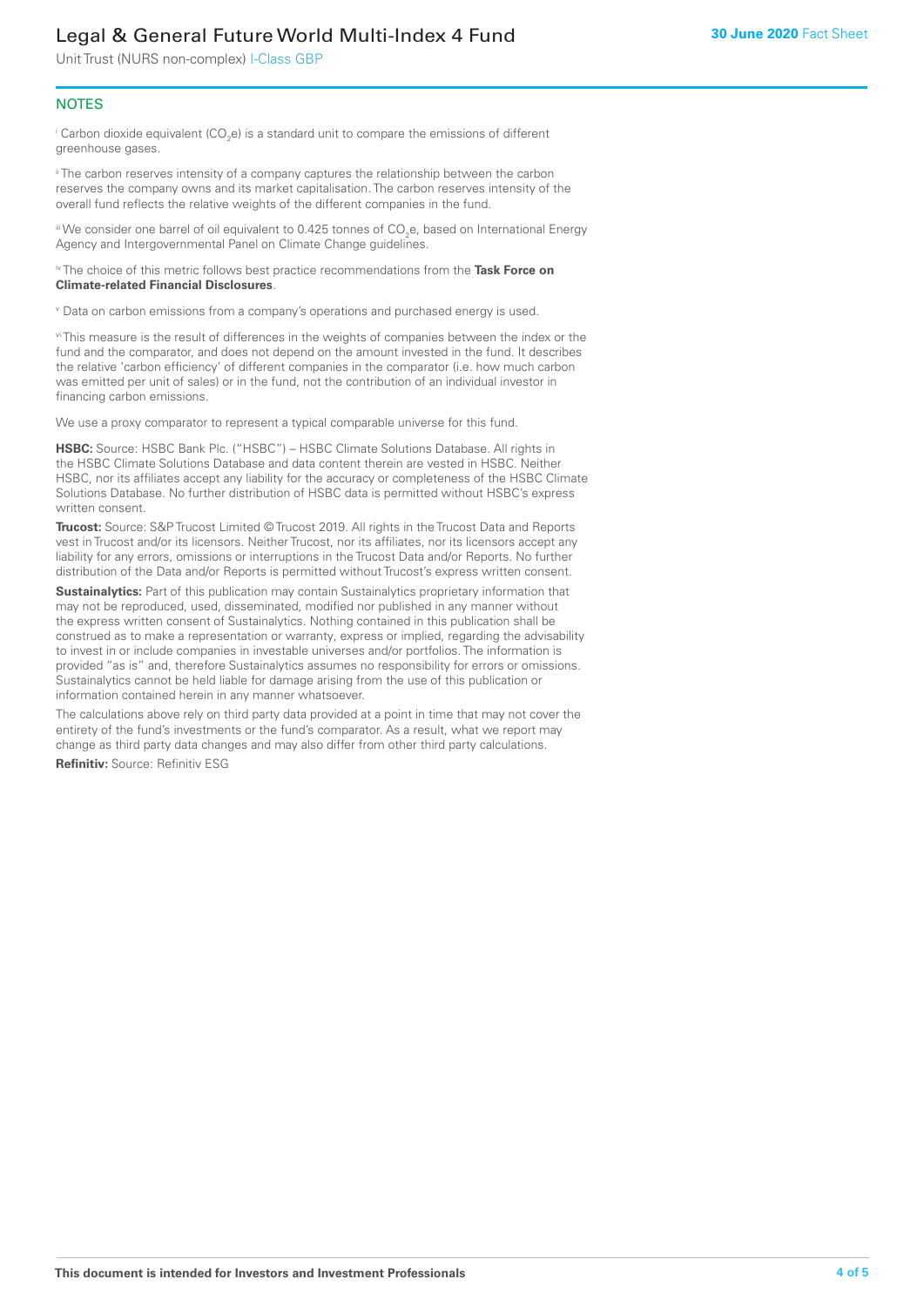## NOTES

[i] Carbon dioxide equivalent ($CO_2e$) is a standard unit to compare the emissions of different greenhouse gases.

[ii] The carbon reserves intensity of a company captures the relationship between the carbon reserves the company owns and its market capitalisation. The carbon reserves intensity of the overall fund reflects the relative weights of the different companies in the fund.

[iii] We consider one barrel of oil equivalent to 0.425 tonnes of $CO_2e$, based on International Energy Agency and Intergovernmental Panel on Climate Change guidelines.

[iv] The choice of this metric follows best practice recommendations from the **Task Force on Climate-related Financial Disclosures**.

[v] Data on carbon emissions from a company's operations and purchased energy is used.

[vi] This measure is the result of differences in the weights of companies between the index or the fund and the comparator, and does not depend on the amount invested in the fund. It describes the relative 'carbon efficiency' of different companies in the comparator (i.e. how much carbon was emitted per unit of sales) or in the fund, not the contribution of an individual investor in financing carbon emissions.

We use a proxy comparator to represent a typical comparable universe for this fund.

**HSBC:** Source: HSBC Bank Plc. ("HSBC") – HSBC Climate Solutions Database. All rights in the HSBC Climate Solutions Database and data content therein are vested in HSBC. Neither HSBC, nor its affiliates accept any liability for the accuracy or completeness of the HSBC Climate Solutions Database. No further distribution of HSBC data is permitted without HSBC's express written consent.

**Trucost:** Source: S&P Trucost Limited © Trucost 2019. All rights in the Trucost Data and Reports vest in Trucost and/or its licensors. Neither Trucost, nor its affiliates, nor its licensors accept any liability for any errors, omissions or interruptions in the Trucost Data and/or Reports. No further distribution of the Data and/or Reports is permitted without Trucost's express written consent.

**Sustainalytics:** Part of this publication may contain Sustainalytics proprietary information that may not be reproduced, used, disseminated, modified nor published in any manner without the express written consent of Sustainalytics. Nothing contained in this publication shall be construed as to make a representation or warranty, express or implied, regarding the advisability to invest in or include companies in investable universes and/or portfolios. The information is provided "as is" and, therefore Sustainalytics assumes no responsibility for errors or omissions. Sustainalytics cannot be held liable for damage arising from the use of this publication or information contained herein in any manner whatsoever.

The calculations above rely on third party data provided at a point in time that may not cover the entirety of the fund's investments or the fund's comparator. As a result, what we report may change as third party data changes and may also differ from other third party calculations.

**Refinitiv:** Source: Refinitiv ESG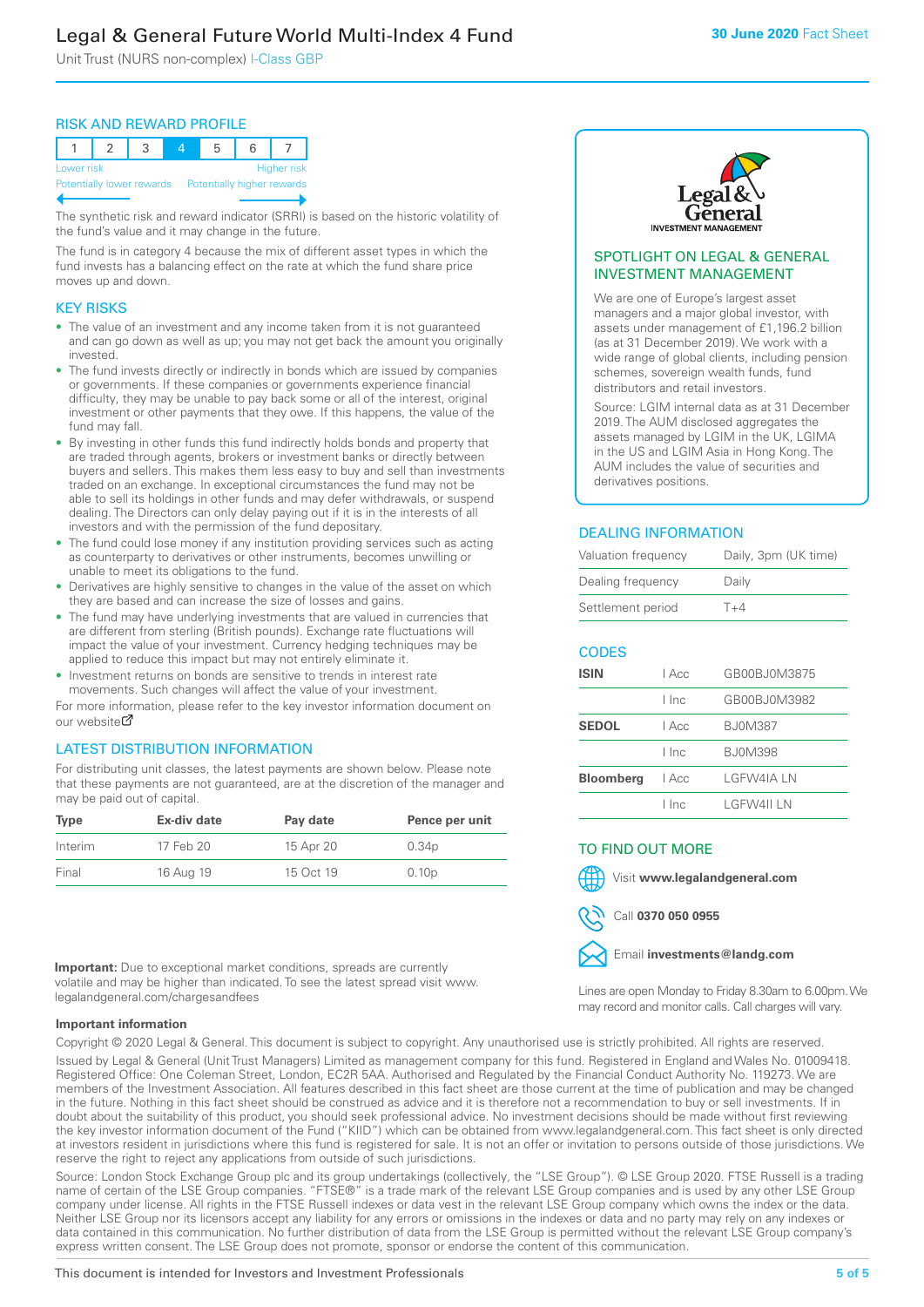# Legal & General Future World Multi-Index 4 Fund

Unit Trust (NURS non-complex) I-Class GBP

30 June 2020 Fact Sheet

## RISK AND REWARD PROFILE

| 1 | 2 | 3 | 4 | 5 | 6 | 7 |
|---|---|---|---|---|---|---|

Lower risk — Higher risk

Potentially lower rewards — Potentially higher rewards

The synthetic risk and reward indicator (SRRI) is based on the historic volatility of the fund's value and it may change in the future.

The fund is in category 4 because the mix of different asset types in which the fund invests has a balancing effect on the rate at which the fund share price moves up and down.

## KEY RISKS

- The value of an investment and any income taken from it is not guaranteed and can go down as well as up; you may not get back the amount you originally invested.
- The fund invests directly or indirectly in bonds which are issued by companies or governments. If these companies or governments experience financial difficulty, they may be unable to pay back some or all of the interest, original investment or other payments that they owe. If this happens, the value of the fund may fall.
- By investing in other funds this fund indirectly holds bonds and property that are traded through agents, brokers or investment banks or directly between buyers and sellers. This makes them less easy to buy and sell than investments traded on an exchange. In exceptional circumstances the fund may not be able to sell its holdings in other funds and may defer withdrawals, or suspend dealing. The Directors can only delay paying out if it is in the interests of all investors and with the permission of the fund depositary.
- The fund could lose money if any institution providing services such as acting as counterparty to derivatives or other instruments, becomes unwilling or unable to meet its obligations to the fund.
- Derivatives are highly sensitive to changes in the value of the asset on which they are based and can increase the size of losses and gains.
- The fund may have underlying investments that are valued in currencies that are different from sterling (British pounds). Exchange rate fluctuations will impact the value of your investment. Currency hedging techniques may be applied to reduce this impact but may not entirely eliminate it.
- Investment returns on bonds are sensitive to trends in interest rate movements. Such changes will affect the value of your investment.

For more information, please refer to the key investor information document on our website

## LATEST DISTRIBUTION INFORMATION

For distributing unit classes, the latest payments are shown below. Please note that these payments are not guaranteed, are at the discretion of the manager and may be paid out of capital.

| Type | Ex-div date | Pay date | Pence per unit |
|---|---|---|---|
| Interim | 17 Feb 20 | 15 Apr 20 | 0.34p |
| Final | 16 Aug 19 | 15 Oct 19 | 0.10p |

**Important:** Due to exceptional market conditions, spreads are currently volatile and may be higher than indicated. To see the latest spread visit www.legalandgeneral.com/chargesandfees

## SPOTLIGHT ON LEGAL & GENERAL INVESTMENT MANAGEMENT

We are one of Europe's largest asset managers and a major global investor, with assets under management of £1,196.2 billion (as at 31 December 2019). We work with a wide range of global clients, including pension schemes, sovereign wealth funds, fund distributors and retail investors.

Source: LGIM internal data as at 31 December 2019. The AUM disclosed aggregates the assets managed by LGIM in the UK, LGIMA in the US and LGIM Asia in Hong Kong. The AUM includes the value of securities and derivatives positions.

## DEALING INFORMATION

| | |
|---|---|
| Valuation frequency | Daily, 3pm (UK time) |
| Dealing frequency | Daily |
| Settlement period | T+4 |

## CODES

| | | |
|---|---|---|
| **ISIN** | I Acc | GB00BJ0M3875 |
| | I Inc | GB00BJ0M3982 |
| **SEDOL** | I Acc | BJ0M387 |
| | I Inc | BJ0M398 |
| **Bloomberg** | I Acc | LGFW4IA LN |
| | I Inc | LGFW4II LN |

## TO FIND OUT MORE

Visit **www.legalandgeneral.com**

Call **0370 050 0955**

Email **investments@landg.com**

Lines are open Monday to Friday 8.30am to 6.00pm. We may record and monitor calls. Call charges will vary.

### Important information

Copyright © 2020 Legal & General. This document is subject to copyright. Any unauthorised use is strictly prohibited. All rights are reserved.

Issued by Legal & General (Unit Trust Managers) Limited as management company for this fund. Registered in England and Wales No. 01009418. Registered Office: One Coleman Street, London, EC2R 5AA. Authorised and Regulated by the Financial Conduct Authority No. 119273. We are members of the Investment Association. All features described in this fact sheet are those current at the time of publication and may be changed in the future. Nothing in this fact sheet should be construed as advice and it is therefore not a recommendation to buy or sell investments. If in doubt about the suitability of this product, you should seek professional advice. No investment decisions should be made without first reviewing the key investor information document of the Fund ("KIID") which can be obtained from www.legalandgeneral.com. This fact sheet is only directed at investors resident in jurisdictions where this fund is registered for sale. It is not an offer or invitation to persons outside of those jurisdictions. We reserve the right to reject any applications from outside of such jurisdictions.

Source: London Stock Exchange Group plc and its group undertakings (collectively, the "LSE Group"). © LSE Group 2020. FTSE Russell is a trading name of certain of the LSE Group companies. "FTSE®" is a trade mark of the relevant LSE Group companies and is used by any other LSE Group company under license. All rights in the FTSE Russell indexes or data vest in the relevant LSE Group company which owns the index or the data. Neither LSE Group nor its licensors accept any liability for any errors or omissions in the indexes or data and no party may rely on any indexes or data contained in this communication. No further distribution of data from the LSE Group is permitted without the relevant LSE Group company's express written consent. The LSE Group does not promote, sponsor or endorse the content of this communication.

This document is intended for Investors and Investment Professionals